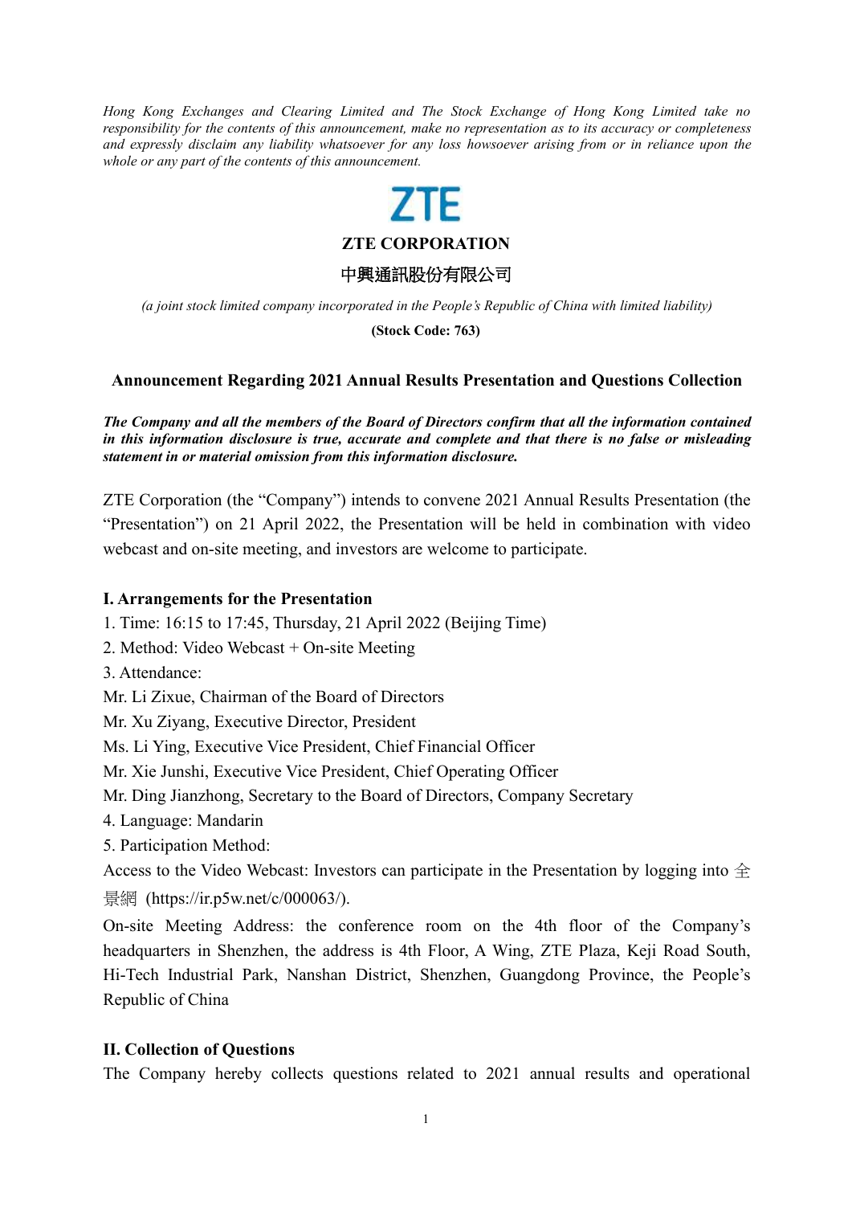*Hong Kong Exchanges and Clearing Limited and The Stock Exchange of Hong Kong Limited take no responsibility for the contents of this announcement, make no representation as to its accuracy or completeness and expressly disclaim any liability whatsoever for any loss howsoever arising from or in reliance upon the whole or any part of the contents of this announcement.*

ZTE

**ZTE CORPORATION**

**中興通訊股份有限公司**

*(a joint stock limited company incorporated in the People's Republic of China with limited liability)*

**(Stock Code: 763)**

## Announcement Regarding 2021 Annual Results Presentation and Questions Collection

***The Company and all the members of the Board of Directors confirm that all the information contained in this information disclosure is true, accurate and complete and that there is no false or misleading statement in or material omission from this information disclosure.***

ZTE Corporation (the "Company") intends to convene 2021 Annual Results Presentation (the "Presentation") on 21 April 2022, the Presentation will be held in combination with video webcast and on-site meeting, and investors are welcome to participate.

### I. Arrangements for the Presentation

1. Time: 16:15 to 17:45, Thursday, 21 April 2022 (Beijing Time)
2. Method: Video Webcast + On-site Meeting
3. Attendance:

Mr. Li Zixue, Chairman of the Board of Directors
Mr. Xu Ziyang, Executive Director, President
Ms. Li Ying, Executive Vice President, Chief Financial Officer
Mr. Xie Junshi, Executive Vice President, Chief Operating Officer
Mr. Ding Jianzhong, Secretary to the Board of Directors, Company Secretary

4. Language: Mandarin
5. Participation Method:

Access to the Video Webcast: Investors can participate in the Presentation by logging into 全景網 (https://ir.p5w.net/c/000063/).

On-site Meeting Address: the conference room on the 4th floor of the Company's headquarters in Shenzhen, the address is 4th Floor, A Wing, ZTE Plaza, Keji Road South, Hi-Tech Industrial Park, Nanshan District, Shenzhen, Guangdong Province, the People's Republic of China

### II. Collection of Questions

The Company hereby collects questions related to 2021 annual results and operational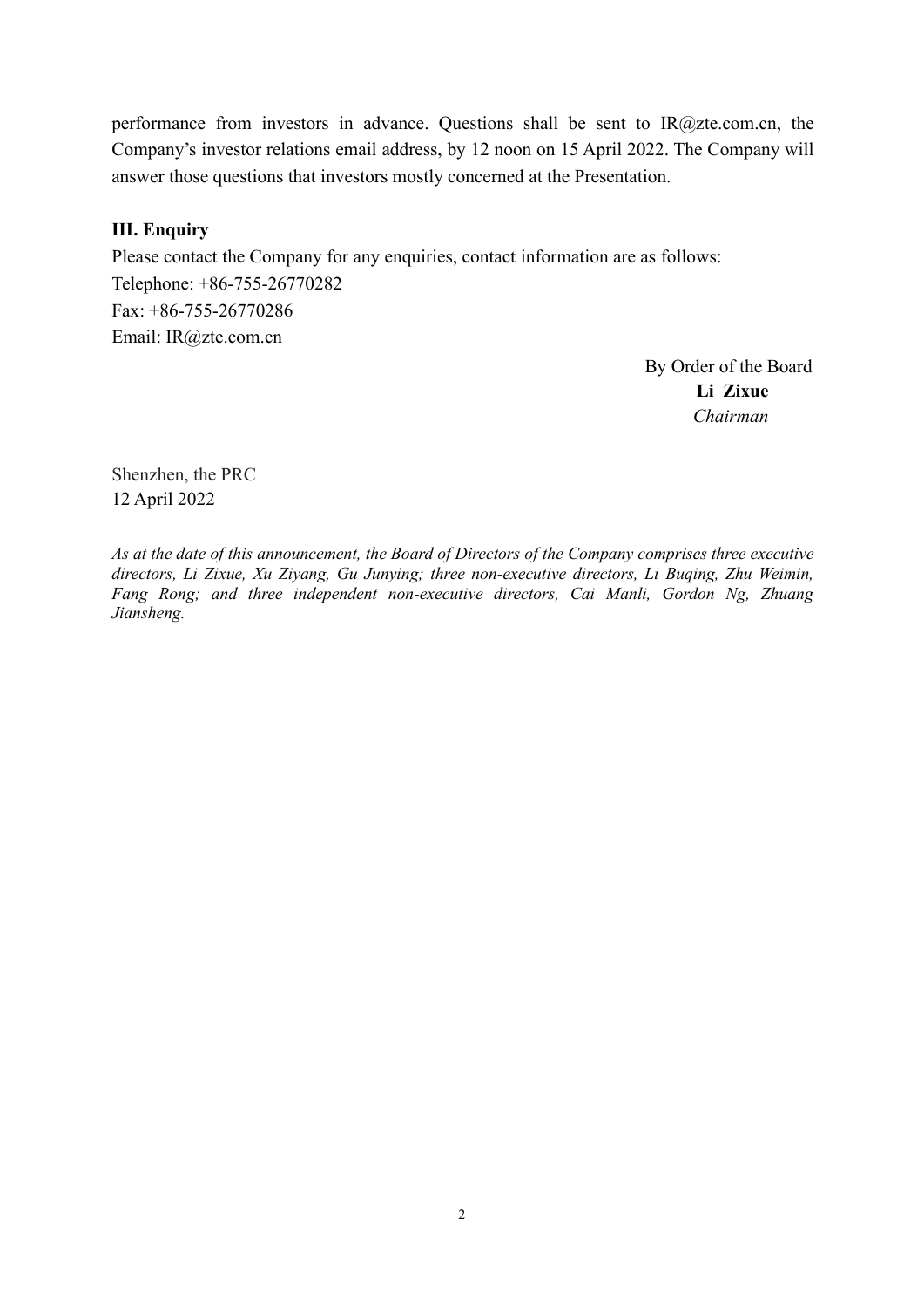performance from investors in advance. Questions shall be sent to IR@zte.com.cn, the Company's investor relations email address, by 12 noon on 15 April 2022. The Company will answer those questions that investors mostly concerned at the Presentation.

**III. Enquiry**

Please contact the Company for any enquiries, contact information are as follows:

Telephone: +86-755-26770282

Fax: +86-755-26770286

Email: IR@zte.com.cn

By Order of the Board

**Li Zixue**

*Chairman*

Shenzhen, the PRC

12 April 2022

*As at the date of this announcement, the Board of Directors of the Company comprises three executive directors, Li Zixue, Xu Ziyang, Gu Junying; three non-executive directors, Li Buqing, Zhu Weimin, Fang Rong; and three independent non-executive directors, Cai Manli, Gordon Ng, Zhuang Jiansheng.*